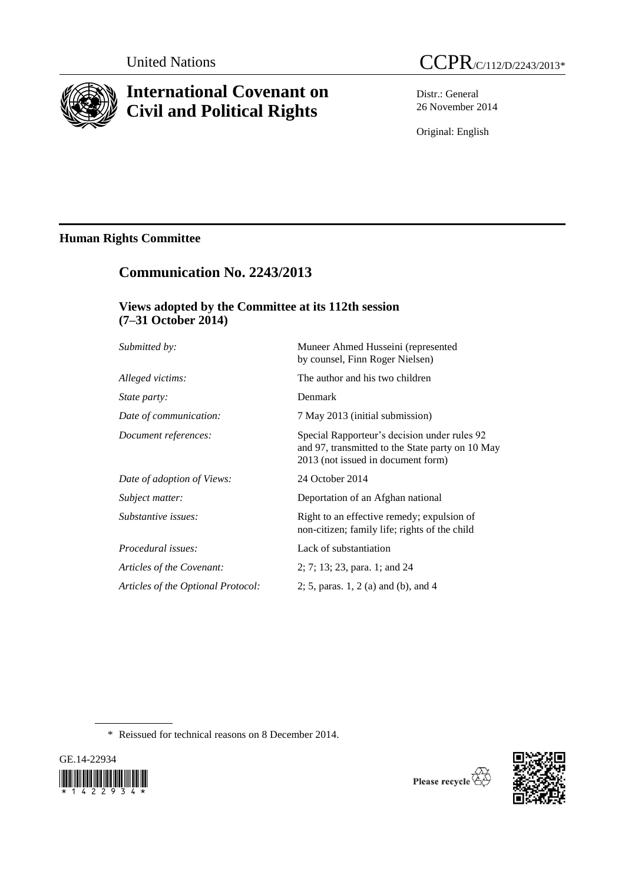United Nations

CCPR/C/112/D/2243/2013*

# International Covenant on Civil and Political Rights

Distr.: General
26 November 2014

Original: English

## Human Rights Committee

## Communication No. 2243/2013

### Views adopted by the Committee at its 112th session (7–31 October 2014)

| | |
|---|---|
| *Submitted by:* | Muneer Ahmed Husseini (represented by counsel, Finn Roger Nielsen) |
| *Alleged victims:* | The author and his two children |
| *State party:* | Denmark |
| *Date of communication:* | 7 May 2013 (initial submission) |
| *Document references:* | Special Rapporteur's decision under rules 92 and 97, transmitted to the State party on 10 May 2013 (not issued in document form) |
| *Date of adoption of Views:* | 24 October 2014 |
| *Subject matter:* | Deportation of an Afghan national |
| *Substantive issues:* | Right to an effective remedy; expulsion of non-citizen; family life; rights of the child |
| *Procedural issues:* | Lack of substantiation |
| *Articles of the Covenant:* | 2; 7; 13; 23, para. 1; and 24 |
| *Articles of the Optional Protocol:* | 2; 5, paras. 1, 2 (a) and (b), and 4 |

\* Reissued for technical reasons on 8 December 2014.

GE.14-22934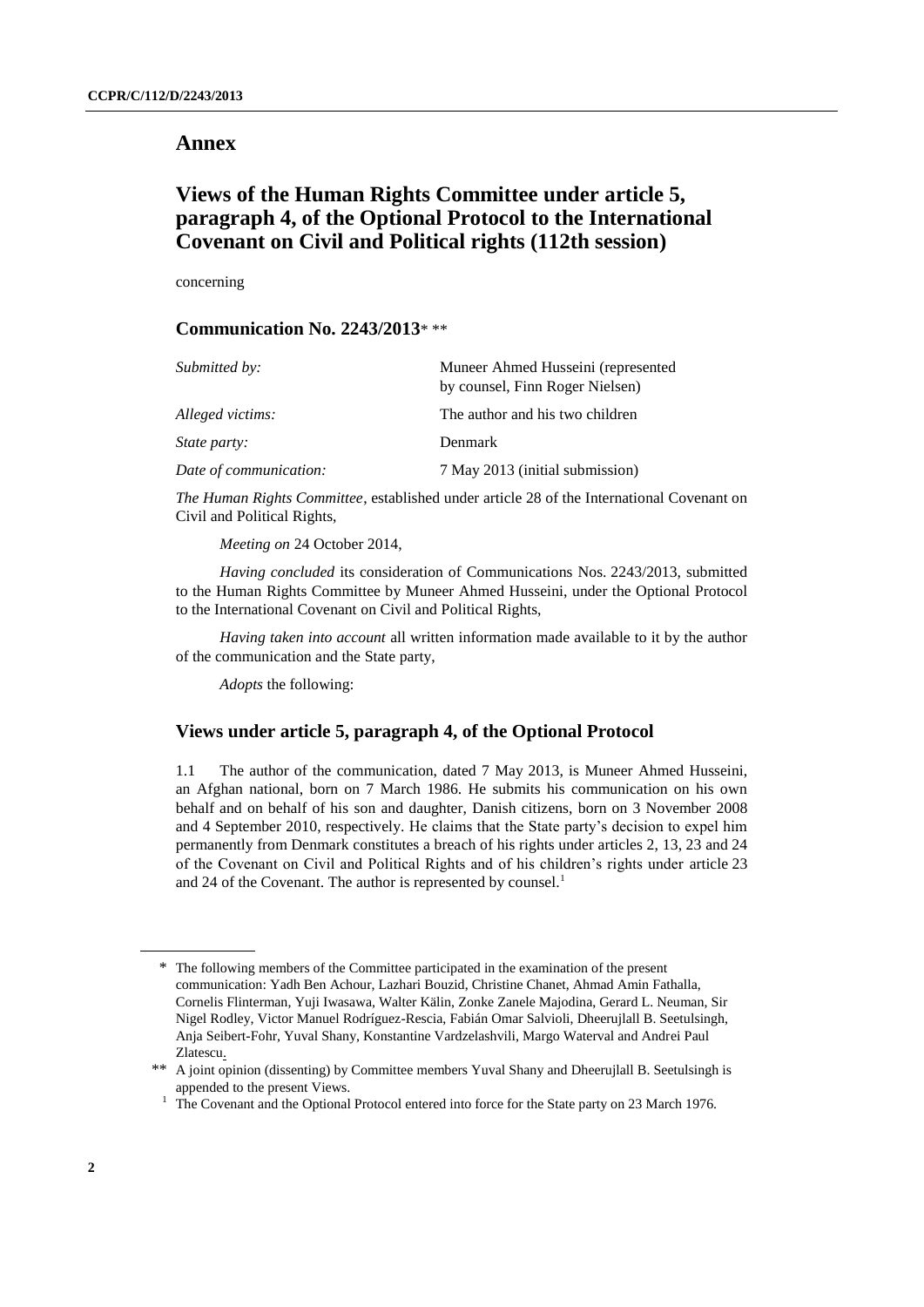# Annex

## Views of the Human Rights Committee under article 5, paragraph 4, of the Optional Protocol to the International Covenant on Civil and Political rights (112th session)

concerning

### Communication No. 2243/2013* **

| | |
|---|---|
| *Submitted by:* | Muneer Ahmed Husseini (represented by counsel, Finn Roger Nielsen) |
| *Alleged victims:* | The author and his two children |
| *State party:* | Denmark |
| *Date of communication:* | 7 May 2013 (initial submission) |

*The Human Rights Committee*, established under article 28 of the International Covenant on Civil and Political Rights,

*Meeting on* 24 October 2014,

*Having concluded* its consideration of Communications Nos. 2243/2013, submitted to the Human Rights Committee by Muneer Ahmed Husseini, under the Optional Protocol to the International Covenant on Civil and Political Rights,

*Having taken into account* all written information made available to it by the author of the communication and the State party,

*Adopts* the following:

### Views under article 5, paragraph 4, of the Optional Protocol

1.1 The author of the communication, dated 7 May 2013, is Muneer Ahmed Husseini, an Afghan national, born on 7 March 1986. He submits his communication on his own behalf and on behalf of his son and daughter, Danish citizens, born on 3 November 2008 and 4 September 2010, respectively. He claims that the State party's decision to expel him permanently from Denmark constitutes a breach of his rights under articles 2, 13, 23 and 24 of the Covenant on Civil and Political Rights and of his children's rights under article 23 and 24 of the Covenant. The author is represented by counsel.[1]

---

\* The following members of the Committee participated in the examination of the present communication: Yadh Ben Achour, Lazhari Bouzid, Christine Chanet, Ahmad Amin Fathalla, Cornelis Flinterman, Yuji Iwasawa, Walter Kälin, Zonke Zanele Majodina, Gerard L. Neuman, Sir Nigel Rodley, Victor Manuel Rodríguez-Rescia, Fabián Omar Salvioli, Dheerujlall B. Seetulsingh, Anja Seibert-Fohr, Yuval Shany, Konstantine Vardzelashvili, Margo Waterval and Andrei Paul Zlatescu.

\*\* A joint opinion (dissenting) by Committee members Yuval Shany and Dheerujlall B. Seetulsingh is appended to the present Views.

[1] The Covenant and the Optional Protocol entered into force for the State party on 23 March 1976.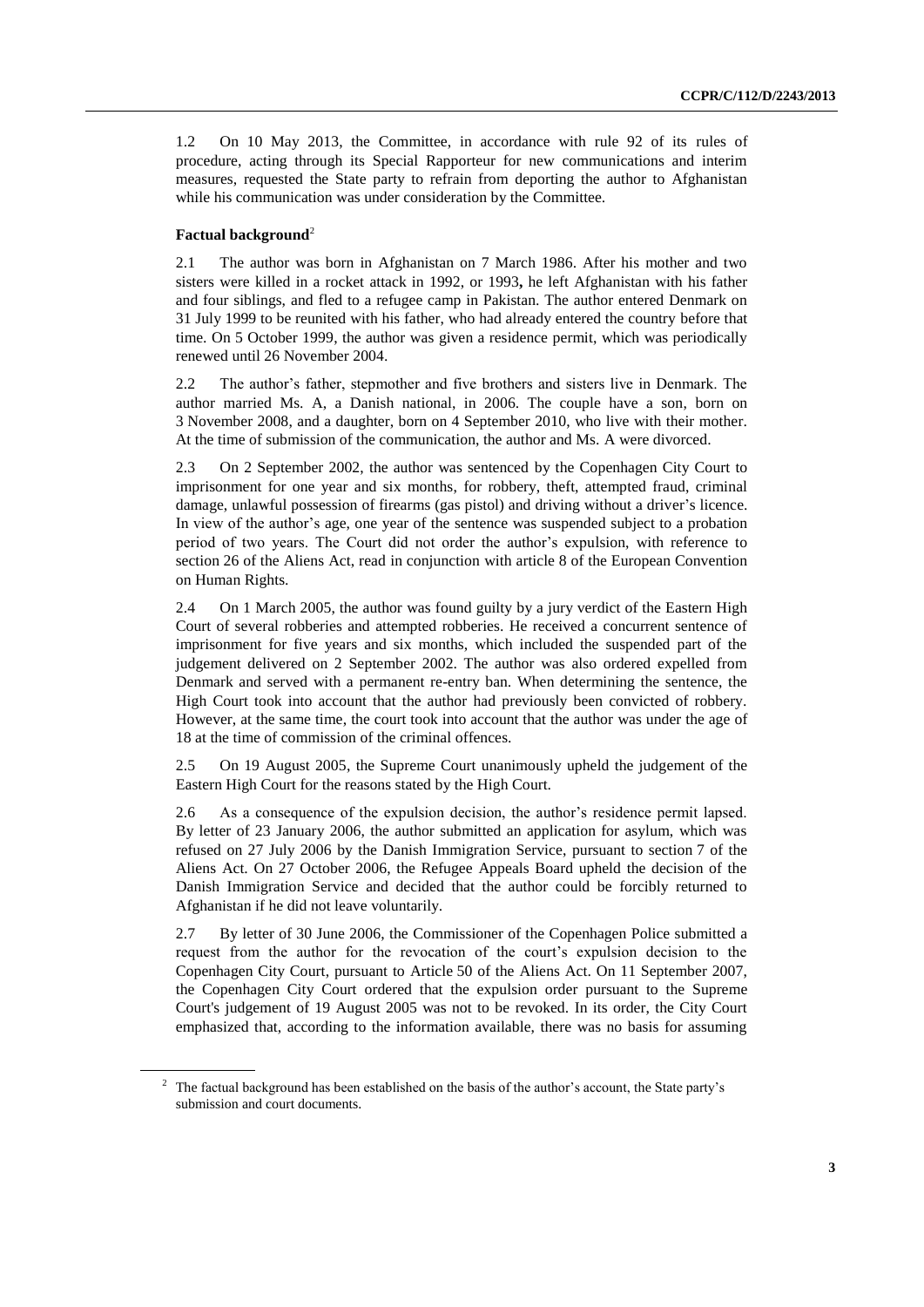1.2 On 10 May 2013, the Committee, in accordance with rule 92 of its rules of procedure, acting through its Special Rapporteur for new communications and interim measures, requested the State party to refrain from deporting the author to Afghanistan while his communication was under consideration by the Committee.

**Factual background**[2]

2.1 The author was born in Afghanistan on 7 March 1986. After his mother and two sisters were killed in a rocket attack in 1992, or 1993**,** he left Afghanistan with his father and four siblings, and fled to a refugee camp in Pakistan. The author entered Denmark on 31 July 1999 to be reunited with his father, who had already entered the country before that time. On 5 October 1999, the author was given a residence permit, which was periodically renewed until 26 November 2004.

2.2 The author's father, stepmother and five brothers and sisters live in Denmark. The author married Ms. A, a Danish national, in 2006. The couple have a son, born on 3 November 2008, and a daughter, born on 4 September 2010, who live with their mother. At the time of submission of the communication, the author and Ms. A were divorced.

2.3 On 2 September 2002, the author was sentenced by the Copenhagen City Court to imprisonment for one year and six months, for robbery, theft, attempted fraud, criminal damage, unlawful possession of firearms (gas pistol) and driving without a driver's licence. In view of the author's age, one year of the sentence was suspended subject to a probation period of two years. The Court did not order the author's expulsion, with reference to section 26 of the Aliens Act, read in conjunction with article 8 of the European Convention on Human Rights.

2.4 On 1 March 2005, the author was found guilty by a jury verdict of the Eastern High Court of several robberies and attempted robberies. He received a concurrent sentence of imprisonment for five years and six months, which included the suspended part of the judgement delivered on 2 September 2002. The author was also ordered expelled from Denmark and served with a permanent re-entry ban. When determining the sentence, the High Court took into account that the author had previously been convicted of robbery. However, at the same time, the court took into account that the author was under the age of 18 at the time of commission of the criminal offences.

2.5 On 19 August 2005, the Supreme Court unanimously upheld the judgement of the Eastern High Court for the reasons stated by the High Court.

2.6 As a consequence of the expulsion decision, the author's residence permit lapsed. By letter of 23 January 2006, the author submitted an application for asylum, which was refused on 27 July 2006 by the Danish Immigration Service, pursuant to section 7 of the Aliens Act. On 27 October 2006, the Refugee Appeals Board upheld the decision of the Danish Immigration Service and decided that the author could be forcibly returned to Afghanistan if he did not leave voluntarily.

2.7 By letter of 30 June 2006, the Commissioner of the Copenhagen Police submitted a request from the author for the revocation of the court's expulsion decision to the Copenhagen City Court, pursuant to Article 50 of the Aliens Act. On 11 September 2007, the Copenhagen City Court ordered that the expulsion order pursuant to the Supreme Court's judgement of 19 August 2005 was not to be revoked. In its order, the City Court emphasized that, according to the information available, there was no basis for assuming

[2] The factual background has been established on the basis of the author's account, the State party's submission and court documents.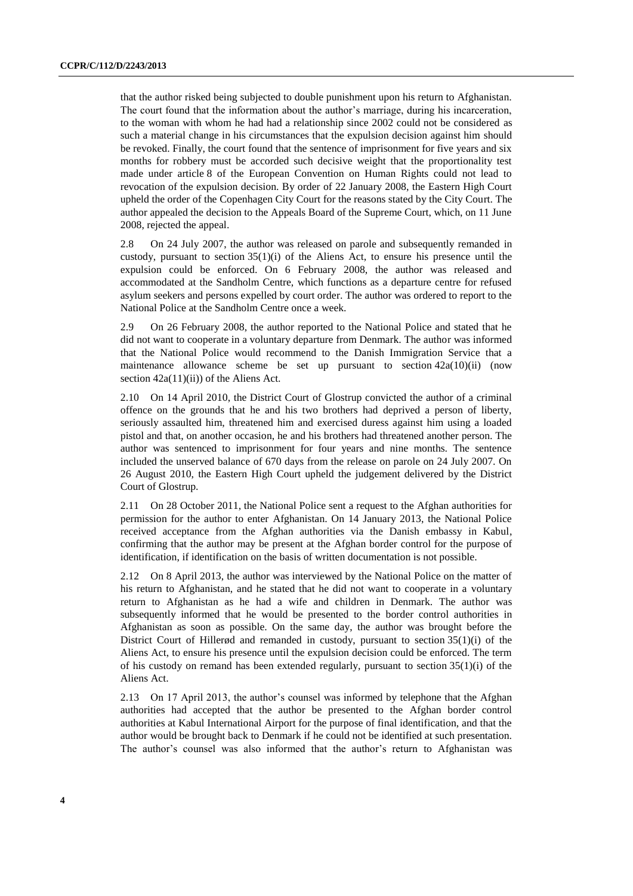that the author risked being subjected to double punishment upon his return to Afghanistan. The court found that the information about the author's marriage, during his incarceration, to the woman with whom he had had a relationship since 2002 could not be considered as such a material change in his circumstances that the expulsion decision against him should be revoked. Finally, the court found that the sentence of imprisonment for five years and six months for robbery must be accorded such decisive weight that the proportionality test made under article 8 of the European Convention on Human Rights could not lead to revocation of the expulsion decision. By order of 22 January 2008, the Eastern High Court upheld the order of the Copenhagen City Court for the reasons stated by the City Court. The author appealed the decision to the Appeals Board of the Supreme Court, which, on 11 June 2008, rejected the appeal.

2.8 On 24 July 2007, the author was released on parole and subsequently remanded in custody, pursuant to section 35(1)(i) of the Aliens Act, to ensure his presence until the expulsion could be enforced. On 6 February 2008, the author was released and accommodated at the Sandholm Centre, which functions as a departure centre for refused asylum seekers and persons expelled by court order. The author was ordered to report to the National Police at the Sandholm Centre once a week.

2.9 On 26 February 2008, the author reported to the National Police and stated that he did not want to cooperate in a voluntary departure from Denmark. The author was informed that the National Police would recommend to the Danish Immigration Service that a maintenance allowance scheme be set up pursuant to section 42a(10)(ii) (now section 42a(11)(ii)) of the Aliens Act.

2.10 On 14 April 2010, the District Court of Glostrup convicted the author of a criminal offence on the grounds that he and his two brothers had deprived a person of liberty, seriously assaulted him, threatened him and exercised duress against him using a loaded pistol and that, on another occasion, he and his brothers had threatened another person. The author was sentenced to imprisonment for four years and nine months. The sentence included the unserved balance of 670 days from the release on parole on 24 July 2007. On 26 August 2010, the Eastern High Court upheld the judgement delivered by the District Court of Glostrup.

2.11 On 28 October 2011, the National Police sent a request to the Afghan authorities for permission for the author to enter Afghanistan. On 14 January 2013, the National Police received acceptance from the Afghan authorities via the Danish embassy in Kabul, confirming that the author may be present at the Afghan border control for the purpose of identification, if identification on the basis of written documentation is not possible.

2.12 On 8 April 2013, the author was interviewed by the National Police on the matter of his return to Afghanistan, and he stated that he did not want to cooperate in a voluntary return to Afghanistan as he had a wife and children in Denmark. The author was subsequently informed that he would be presented to the border control authorities in Afghanistan as soon as possible. On the same day, the author was brought before the District Court of Hillerød and remanded in custody, pursuant to section 35(1)(i) of the Aliens Act, to ensure his presence until the expulsion decision could be enforced. The term of his custody on remand has been extended regularly, pursuant to section 35(1)(i) of the Aliens Act.

2.13 On 17 April 2013, the author's counsel was informed by telephone that the Afghan authorities had accepted that the author be presented to the Afghan border control authorities at Kabul International Airport for the purpose of final identification, and that the author would be brought back to Denmark if he could not be identified at such presentation. The author's counsel was also informed that the author's return to Afghanistan was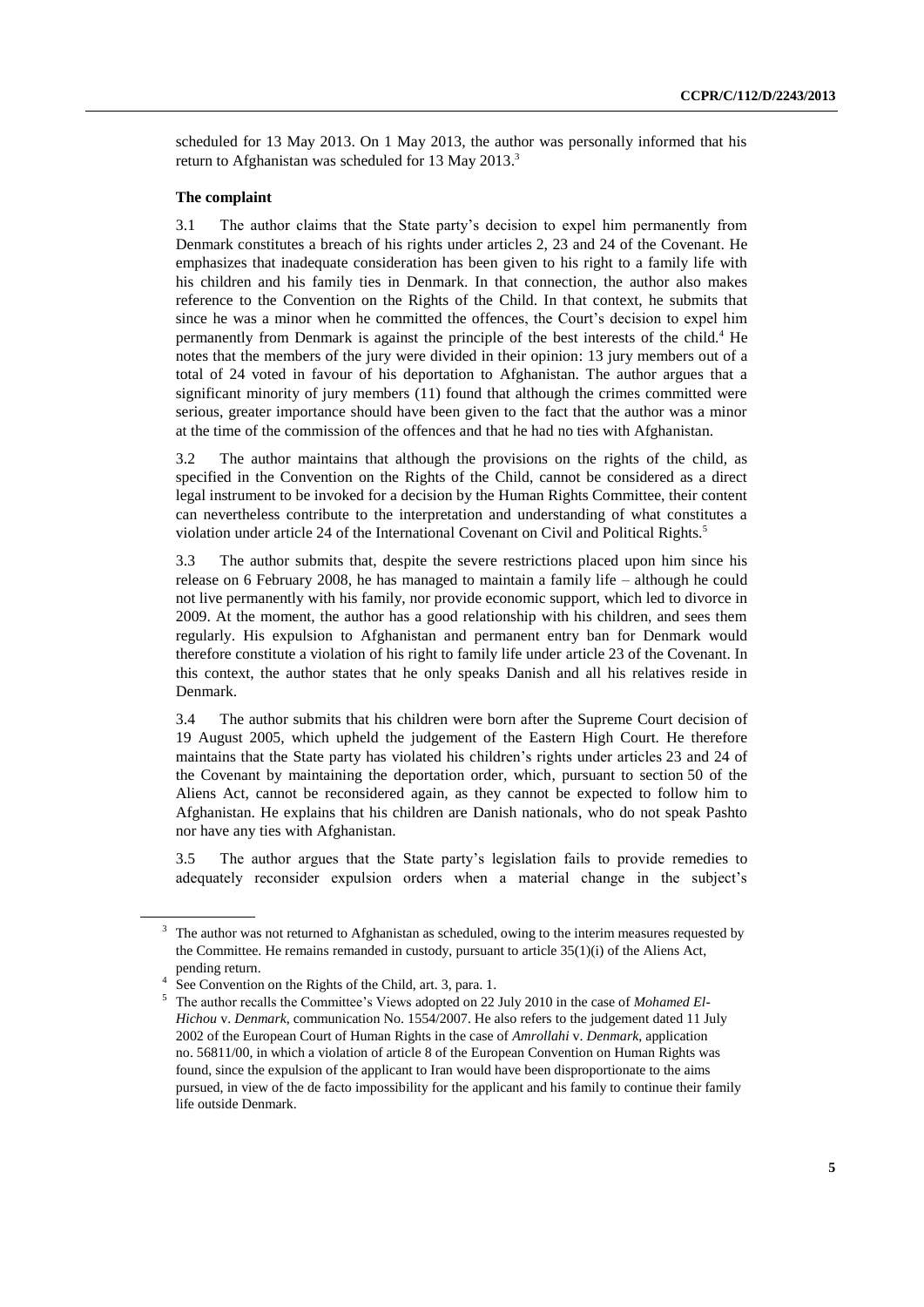scheduled for 13 May 2013. On 1 May 2013, the author was personally informed that his return to Afghanistan was scheduled for 13 May 2013.[3]

### The complaint

3.1 The author claims that the State party's decision to expel him permanently from Denmark constitutes a breach of his rights under articles 2, 23 and 24 of the Covenant. He emphasizes that inadequate consideration has been given to his right to a family life with his children and his family ties in Denmark. In that connection, the author also makes reference to the Convention on the Rights of the Child. In that context, he submits that since he was a minor when he committed the offences, the Court's decision to expel him permanently from Denmark is against the principle of the best interests of the child.[4] He notes that the members of the jury were divided in their opinion: 13 jury members out of a total of 24 voted in favour of his deportation to Afghanistan. The author argues that a significant minority of jury members (11) found that although the crimes committed were serious, greater importance should have been given to the fact that the author was a minor at the time of the commission of the offences and that he had no ties with Afghanistan.

3.2 The author maintains that although the provisions on the rights of the child, as specified in the Convention on the Rights of the Child, cannot be considered as a direct legal instrument to be invoked for a decision by the Human Rights Committee, their content can nevertheless contribute to the interpretation and understanding of what constitutes a violation under article 24 of the International Covenant on Civil and Political Rights.[5]

3.3 The author submits that, despite the severe restrictions placed upon him since his release on 6 February 2008, he has managed to maintain a family life – although he could not live permanently with his family, nor provide economic support, which led to divorce in 2009. At the moment, the author has a good relationship with his children, and sees them regularly. His expulsion to Afghanistan and permanent entry ban for Denmark would therefore constitute a violation of his right to family life under article 23 of the Covenant. In this context, the author states that he only speaks Danish and all his relatives reside in Denmark.

3.4 The author submits that his children were born after the Supreme Court decision of 19 August 2005, which upheld the judgement of the Eastern High Court. He therefore maintains that the State party has violated his children's rights under articles 23 and 24 of the Covenant by maintaining the deportation order, which, pursuant to section 50 of the Aliens Act, cannot be reconsidered again, as they cannot be expected to follow him to Afghanistan. He explains that his children are Danish nationals, who do not speak Pashto nor have any ties with Afghanistan.

3.5 The author argues that the State party's legislation fails to provide remedies to adequately reconsider expulsion orders when a material change in the subject's

---

[3] The author was not returned to Afghanistan as scheduled, owing to the interim measures requested by the Committee. He remains remanded in custody, pursuant to article 35(1)(i) of the Aliens Act, pending return.

[4] See Convention on the Rights of the Child, art. 3, para. 1.

[5] The author recalls the Committee's Views adopted on 22 July 2010 in the case of *Mohamed El-Hichou* v. *Denmark*, communication No. 1554/2007. He also refers to the judgement dated 11 July 2002 of the European Court of Human Rights in the case of *Amrollahi* v. *Denmark*, application no. 56811/00, in which a violation of article 8 of the European Convention on Human Rights was found, since the expulsion of the applicant to Iran would have been disproportionate to the aims pursued, in view of the de facto impossibility for the applicant and his family to continue their family life outside Denmark.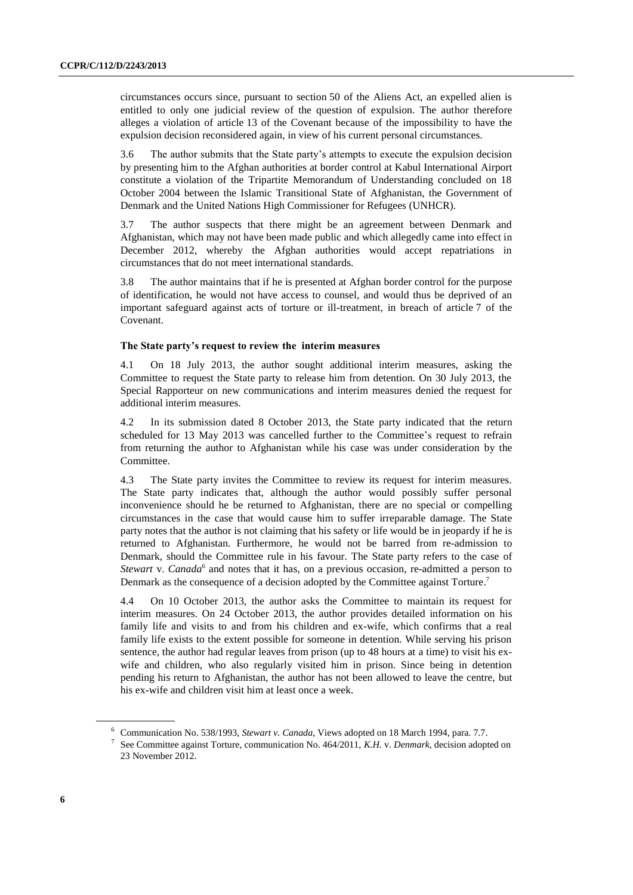circumstances occurs since, pursuant to section 50 of the Aliens Act, an expelled alien is entitled to only one judicial review of the question of expulsion. The author therefore alleges a violation of article 13 of the Covenant because of the impossibility to have the expulsion decision reconsidered again, in view of his current personal circumstances.

3.6 The author submits that the State party's attempts to execute the expulsion decision by presenting him to the Afghan authorities at border control at Kabul International Airport constitute a violation of the Tripartite Memorandum of Understanding concluded on 18 October 2004 between the Islamic Transitional State of Afghanistan, the Government of Denmark and the United Nations High Commissioner for Refugees (UNHCR).

3.7 The author suspects that there might be an agreement between Denmark and Afghanistan, which may not have been made public and which allegedly came into effect in December 2012, whereby the Afghan authorities would accept repatriations in circumstances that do not meet international standards.

3.8 The author maintains that if he is presented at Afghan border control for the purpose of identification, he would not have access to counsel, and would thus be deprived of an important safeguard against acts of torture or ill-treatment, in breach of article 7 of the Covenant.

### The State party's request to review the interim measures

4.1 On 18 July 2013, the author sought additional interim measures, asking the Committee to request the State party to release him from detention. On 30 July 2013, the Special Rapporteur on new communications and interim measures denied the request for additional interim measures.

4.2 In its submission dated 8 October 2013, the State party indicated that the return scheduled for 13 May 2013 was cancelled further to the Committee's request to refrain from returning the author to Afghanistan while his case was under consideration by the Committee.

4.3 The State party invites the Committee to review its request for interim measures. The State party indicates that, although the author would possibly suffer personal inconvenience should he be returned to Afghanistan, there are no special or compelling circumstances in the case that would cause him to suffer irreparable damage. The State party notes that the author is not claiming that his safety or life would be in jeopardy if he is returned to Afghanistan. Furthermore, he would not be barred from re-admission to Denmark, should the Committee rule in his favour. The State party refers to the case of *Stewart* v. *Canada*[6] and notes that it has, on a previous occasion, re-admitted a person to Denmark as the consequence of a decision adopted by the Committee against Torture.[7]

4.4 On 10 October 2013, the author asks the Committee to maintain its request for interim measures. On 24 October 2013, the author provides detailed information on his family life and visits to and from his children and ex-wife, which confirms that a real family life exists to the extent possible for someone in detention. While serving his prison sentence, the author had regular leaves from prison (up to 48 hours at a time) to visit his ex-wife and children, who also regularly visited him in prison. Since being in detention pending his return to Afghanistan, the author has not been allowed to leave the centre, but his ex-wife and children visit him at least once a week.

---

[6] Communication No. 538/1993, *Stewart v. Canada*, Views adopted on 18 March 1994, para. 7.7.

[7] See Committee against Torture, communication No. 464/2011, *K.H.* v. *Denmark*, decision adopted on 23 November 2012.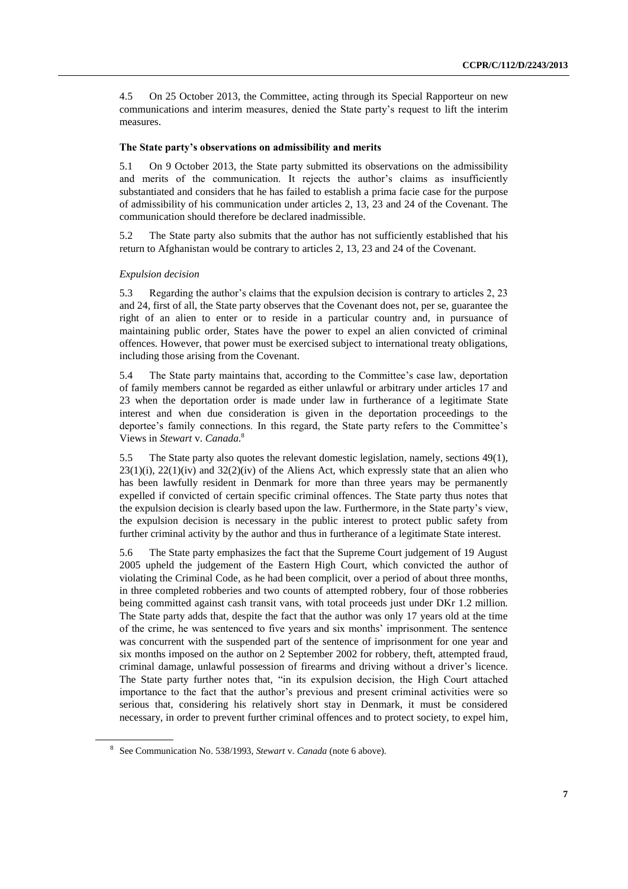4.5 On 25 October 2013, the Committee, acting through its Special Rapporteur on new communications and interim measures, denied the State party's request to lift the interim measures.

### The State party's observations on admissibility and merits

5.1 On 9 October 2013, the State party submitted its observations on the admissibility and merits of the communication. It rejects the author's claims as insufficiently substantiated and considers that he has failed to establish a prima facie case for the purpose of admissibility of his communication under articles 2, 13, 23 and 24 of the Covenant. The communication should therefore be declared inadmissible.

5.2 The State party also submits that the author has not sufficiently established that his return to Afghanistan would be contrary to articles 2, 13, 23 and 24 of the Covenant.

*Expulsion decision*

5.3 Regarding the author's claims that the expulsion decision is contrary to articles 2, 23 and 24, first of all, the State party observes that the Covenant does not, per se, guarantee the right of an alien to enter or to reside in a particular country and, in pursuance of maintaining public order, States have the power to expel an alien convicted of criminal offences. However, that power must be exercised subject to international treaty obligations, including those arising from the Covenant.

5.4 The State party maintains that, according to the Committee's case law, deportation of family members cannot be regarded as either unlawful or arbitrary under articles 17 and 23 when the deportation order is made under law in furtherance of a legitimate State interest and when due consideration is given in the deportation proceedings to the deportee's family connections. In this regard, the State party refers to the Committee's Views in *Stewart* v. *Canada.*[8]

5.5 The State party also quotes the relevant domestic legislation, namely, sections 49(1), 23(1)(i), 22(1)(iv) and 32(2)(iv) of the Aliens Act, which expressly state that an alien who has been lawfully resident in Denmark for more than three years may be permanently expelled if convicted of certain specific criminal offences. The State party thus notes that the expulsion decision is clearly based upon the law. Furthermore, in the State party's view, the expulsion decision is necessary in the public interest to protect public safety from further criminal activity by the author and thus in furtherance of a legitimate State interest.

5.6 The State party emphasizes the fact that the Supreme Court judgement of 19 August 2005 upheld the judgement of the Eastern High Court, which convicted the author of violating the Criminal Code, as he had been complicit, over a period of about three months, in three completed robberies and two counts of attempted robbery, four of those robberies being committed against cash transit vans, with total proceeds just under DKr 1.2 million. The State party adds that, despite the fact that the author was only 17 years old at the time of the crime, he was sentenced to five years and six months' imprisonment. The sentence was concurrent with the suspended part of the sentence of imprisonment for one year and six months imposed on the author on 2 September 2002 for robbery, theft, attempted fraud, criminal damage, unlawful possession of firearms and driving without a driver's licence. The State party further notes that, "in its expulsion decision, the High Court attached importance to the fact that the author's previous and present criminal activities were so serious that, considering his relatively short stay in Denmark, it must be considered necessary, in order to prevent further criminal offences and to protect society, to expel him,

---

[8] See Communication No. 538/1993, *Stewart* v. *Canada* (note 6 above).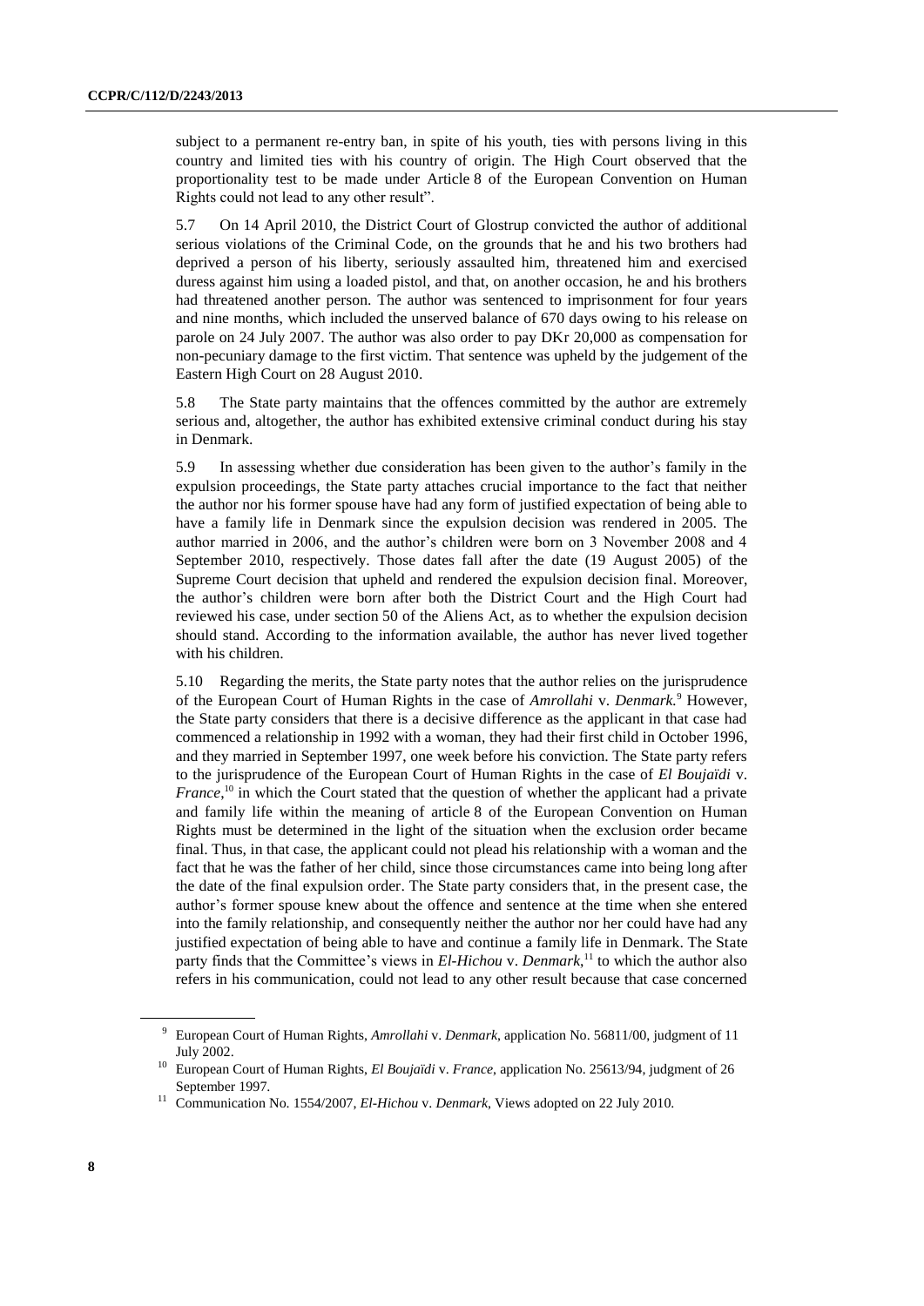subject to a permanent re-entry ban, in spite of his youth, ties with persons living in this country and limited ties with his country of origin. The High Court observed that the proportionality test to be made under Article 8 of the European Convention on Human Rights could not lead to any other result".

5.7 On 14 April 2010, the District Court of Glostrup convicted the author of additional serious violations of the Criminal Code, on the grounds that he and his two brothers had deprived a person of his liberty, seriously assaulted him, threatened him and exercised duress against him using a loaded pistol, and that, on another occasion, he and his brothers had threatened another person. The author was sentenced to imprisonment for four years and nine months, which included the unserved balance of 670 days owing to his release on parole on 24 July 2007. The author was also order to pay DKr 20,000 as compensation for non-pecuniary damage to the first victim. That sentence was upheld by the judgement of the Eastern High Court on 28 August 2010.

5.8 The State party maintains that the offences committed by the author are extremely serious and, altogether, the author has exhibited extensive criminal conduct during his stay in Denmark.

5.9 In assessing whether due consideration has been given to the author's family in the expulsion proceedings, the State party attaches crucial importance to the fact that neither the author nor his former spouse have had any form of justified expectation of being able to have a family life in Denmark since the expulsion decision was rendered in 2005. The author married in 2006, and the author's children were born on 3 November 2008 and 4 September 2010, respectively. Those dates fall after the date (19 August 2005) of the Supreme Court decision that upheld and rendered the expulsion decision final. Moreover, the author's children were born after both the District Court and the High Court had reviewed his case, under section 50 of the Aliens Act, as to whether the expulsion decision should stand. According to the information available, the author has never lived together with his children.

5.10 Regarding the merits, the State party notes that the author relies on the jurisprudence of the European Court of Human Rights in the case of *Amrollahi* v. *Denmark*.[9] However, the State party considers that there is a decisive difference as the applicant in that case had commenced a relationship in 1992 with a woman, they had their first child in October 1996, and they married in September 1997, one week before his conviction. The State party refers to the jurisprudence of the European Court of Human Rights in the case of *El Boujaïdi* v. *France*,[10] in which the Court stated that the question of whether the applicant had a private and family life within the meaning of article 8 of the European Convention on Human Rights must be determined in the light of the situation when the exclusion order became final. Thus, in that case, the applicant could not plead his relationship with a woman and the fact that he was the father of her child, since those circumstances came into being long after the date of the final expulsion order. The State party considers that, in the present case, the author's former spouse knew about the offence and sentence at the time when she entered into the family relationship, and consequently neither the author nor her could have had any justified expectation of being able to have and continue a family life in Denmark. The State party finds that the Committee's views in *El-Hichou* v. *Denmark*,[11] to which the author also refers in his communication, could not lead to any other result because that case concerned

---

[9] European Court of Human Rights, *Amrollahi* v. *Denmark*, application No. 56811/00, judgment of 11 July 2002.

[10] European Court of Human Rights, *El Boujaïdi* v. *France*, application No. 25613/94, judgment of 26 September 1997.

[11] Communication No. 1554/2007, *El-Hichou* v. *Denmark*, Views adopted on 22 July 2010.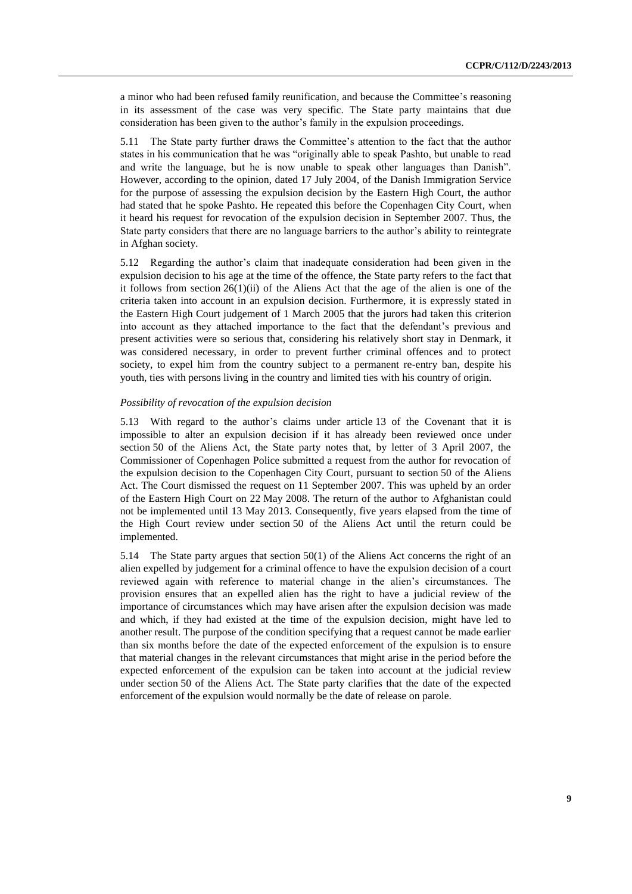a minor who had been refused family reunification, and because the Committee's reasoning in its assessment of the case was very specific. The State party maintains that due consideration has been given to the author's family in the expulsion proceedings.

5.11 The State party further draws the Committee's attention to the fact that the author states in his communication that he was "originally able to speak Pashto, but unable to read and write the language, but he is now unable to speak other languages than Danish". However, according to the opinion, dated 17 July 2004, of the Danish Immigration Service for the purpose of assessing the expulsion decision by the Eastern High Court, the author had stated that he spoke Pashto. He repeated this before the Copenhagen City Court, when it heard his request for revocation of the expulsion decision in September 2007. Thus, the State party considers that there are no language barriers to the author's ability to reintegrate in Afghan society.

5.12 Regarding the author's claim that inadequate consideration had been given in the expulsion decision to his age at the time of the offence, the State party refers to the fact that it follows from section 26(1)(ii) of the Aliens Act that the age of the alien is one of the criteria taken into account in an expulsion decision. Furthermore, it is expressly stated in the Eastern High Court judgement of 1 March 2005 that the jurors had taken this criterion into account as they attached importance to the fact that the defendant's previous and present activities were so serious that, considering his relatively short stay in Denmark, it was considered necessary, in order to prevent further criminal offences and to protect society, to expel him from the country subject to a permanent re-entry ban, despite his youth, ties with persons living in the country and limited ties with his country of origin.

*Possibility of revocation of the expulsion decision*

5.13 With regard to the author's claims under article 13 of the Covenant that it is impossible to alter an expulsion decision if it has already been reviewed once under section 50 of the Aliens Act, the State party notes that, by letter of 3 April 2007, the Commissioner of Copenhagen Police submitted a request from the author for revocation of the expulsion decision to the Copenhagen City Court, pursuant to section 50 of the Aliens Act. The Court dismissed the request on 11 September 2007. This was upheld by an order of the Eastern High Court on 22 May 2008. The return of the author to Afghanistan could not be implemented until 13 May 2013. Consequently, five years elapsed from the time of the High Court review under section 50 of the Aliens Act until the return could be implemented.

5.14 The State party argues that section 50(1) of the Aliens Act concerns the right of an alien expelled by judgement for a criminal offence to have the expulsion decision of a court reviewed again with reference to material change in the alien's circumstances. The provision ensures that an expelled alien has the right to have a judicial review of the importance of circumstances which may have arisen after the expulsion decision was made and which, if they had existed at the time of the expulsion decision, might have led to another result. The purpose of the condition specifying that a request cannot be made earlier than six months before the date of the expected enforcement of the expulsion is to ensure that material changes in the relevant circumstances that might arise in the period before the expected enforcement of the expulsion can be taken into account at the judicial review under section 50 of the Aliens Act. The State party clarifies that the date of the expected enforcement of the expulsion would normally be the date of release on parole.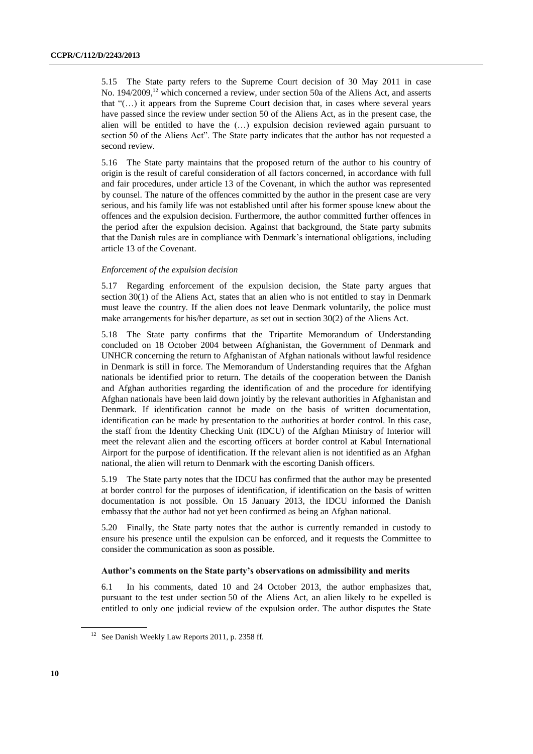5.15 The State party refers to the Supreme Court decision of 30 May 2011 in case No. 194/2009,[12] which concerned a review, under section 50a of the Aliens Act, and asserts that "(…) it appears from the Supreme Court decision that, in cases where several years have passed since the review under section 50 of the Aliens Act, as in the present case, the alien will be entitled to have the (…) expulsion decision reviewed again pursuant to section 50 of the Aliens Act". The State party indicates that the author has not requested a second review.

5.16 The State party maintains that the proposed return of the author to his country of origin is the result of careful consideration of all factors concerned, in accordance with full and fair procedures, under article 13 of the Covenant, in which the author was represented by counsel. The nature of the offences committed by the author in the present case are very serious, and his family life was not established until after his former spouse knew about the offences and the expulsion decision. Furthermore, the author committed further offences in the period after the expulsion decision. Against that background, the State party submits that the Danish rules are in compliance with Denmark's international obligations, including article 13 of the Covenant.

*Enforcement of the expulsion decision*

5.17 Regarding enforcement of the expulsion decision, the State party argues that section 30(1) of the Aliens Act, states that an alien who is not entitled to stay in Denmark must leave the country. If the alien does not leave Denmark voluntarily, the police must make arrangements for his/her departure, as set out in section 30(2) of the Aliens Act.

5.18 The State party confirms that the Tripartite Memorandum of Understanding concluded on 18 October 2004 between Afghanistan, the Government of Denmark and UNHCR concerning the return to Afghanistan of Afghan nationals without lawful residence in Denmark is still in force. The Memorandum of Understanding requires that the Afghan nationals be identified prior to return. The details of the cooperation between the Danish and Afghan authorities regarding the identification of and the procedure for identifying Afghan nationals have been laid down jointly by the relevant authorities in Afghanistan and Denmark. If identification cannot be made on the basis of written documentation, identification can be made by presentation to the authorities at border control. In this case, the staff from the Identity Checking Unit (IDCU) of the Afghan Ministry of Interior will meet the relevant alien and the escorting officers at border control at Kabul International Airport for the purpose of identification. If the relevant alien is not identified as an Afghan national, the alien will return to Denmark with the escorting Danish officers.

5.19 The State party notes that the IDCU has confirmed that the author may be presented at border control for the purposes of identification, if identification on the basis of written documentation is not possible. On 15 January 2013, the IDCU informed the Danish embassy that the author had not yet been confirmed as being an Afghan national.

5.20 Finally, the State party notes that the author is currently remanded in custody to ensure his presence until the expulsion can be enforced, and it requests the Committee to consider the communication as soon as possible.

**Author's comments on the State party's observations on admissibility and merits**

6.1 In his comments, dated 10 and 24 October 2013, the author emphasizes that, pursuant to the test under section 50 of the Aliens Act, an alien likely to be expelled is entitled to only one judicial review of the expulsion order. The author disputes the State

[12] See Danish Weekly Law Reports 2011, p. 2358 ff.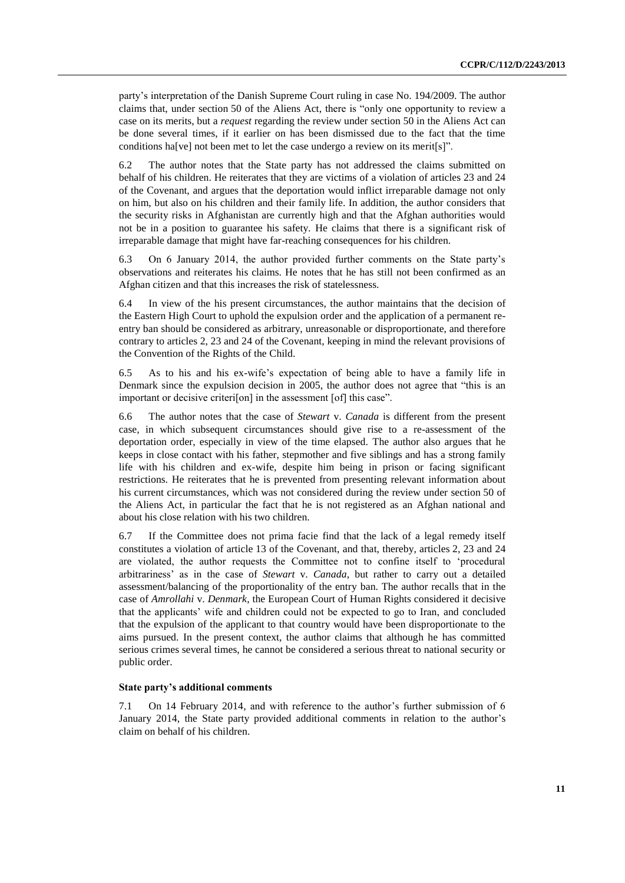party's interpretation of the Danish Supreme Court ruling in case No. 194/2009. The author claims that, under section 50 of the Aliens Act, there is "only one opportunity to review a case on its merits, but a *request* regarding the review under section 50 in the Aliens Act can be done several times, if it earlier on has been dismissed due to the fact that the time conditions ha[ve] not been met to let the case undergo a review on its merit[s]".

6.2 The author notes that the State party has not addressed the claims submitted on behalf of his children. He reiterates that they are victims of a violation of articles 23 and 24 of the Covenant, and argues that the deportation would inflict irreparable damage not only on him, but also on his children and their family life. In addition, the author considers that the security risks in Afghanistan are currently high and that the Afghan authorities would not be in a position to guarantee his safety. He claims that there is a significant risk of irreparable damage that might have far-reaching consequences for his children.

6.3 On 6 January 2014, the author provided further comments on the State party's observations and reiterates his claims. He notes that he has still not been confirmed as an Afghan citizen and that this increases the risk of statelessness.

6.4 In view of the his present circumstances, the author maintains that the decision of the Eastern High Court to uphold the expulsion order and the application of a permanent re-entry ban should be considered as arbitrary, unreasonable or disproportionate, and therefore contrary to articles 2, 23 and 24 of the Covenant, keeping in mind the relevant provisions of the Convention of the Rights of the Child.

6.5 As to his and his ex-wife's expectation of being able to have a family life in Denmark since the expulsion decision in 2005, the author does not agree that "this is an important or decisive criteri[on] in the assessment [of] this case".

6.6 The author notes that the case of *Stewart* v. *Canada* is different from the present case, in which subsequent circumstances should give rise to a re-assessment of the deportation order, especially in view of the time elapsed. The author also argues that he keeps in close contact with his father, stepmother and five siblings and has a strong family life with his children and ex-wife, despite him being in prison or facing significant restrictions. He reiterates that he is prevented from presenting relevant information about his current circumstances, which was not considered during the review under section 50 of the Aliens Act, in particular the fact that he is not registered as an Afghan national and about his close relation with his two children.

6.7 If the Committee does not prima facie find that the lack of a legal remedy itself constitutes a violation of article 13 of the Covenant, and that, thereby, articles 2, 23 and 24 are violated, the author requests the Committee not to confine itself to 'procedural arbitrariness' as in the case of *Stewart* v. *Canada*, but rather to carry out a detailed assessment/balancing of the proportionality of the entry ban. The author recalls that in the case of *Amrollahi* v. *Denmark*, the European Court of Human Rights considered it decisive that the applicants' wife and children could not be expected to go to Iran, and concluded that the expulsion of the applicant to that country would have been disproportionate to the aims pursued. In the present context, the author claims that although he has committed serious crimes several times, he cannot be considered a serious threat to national security or public order.

### State party's additional comments

7.1 On 14 February 2014, and with reference to the author's further submission of 6 January 2014, the State party provided additional comments in relation to the author's claim on behalf of his children.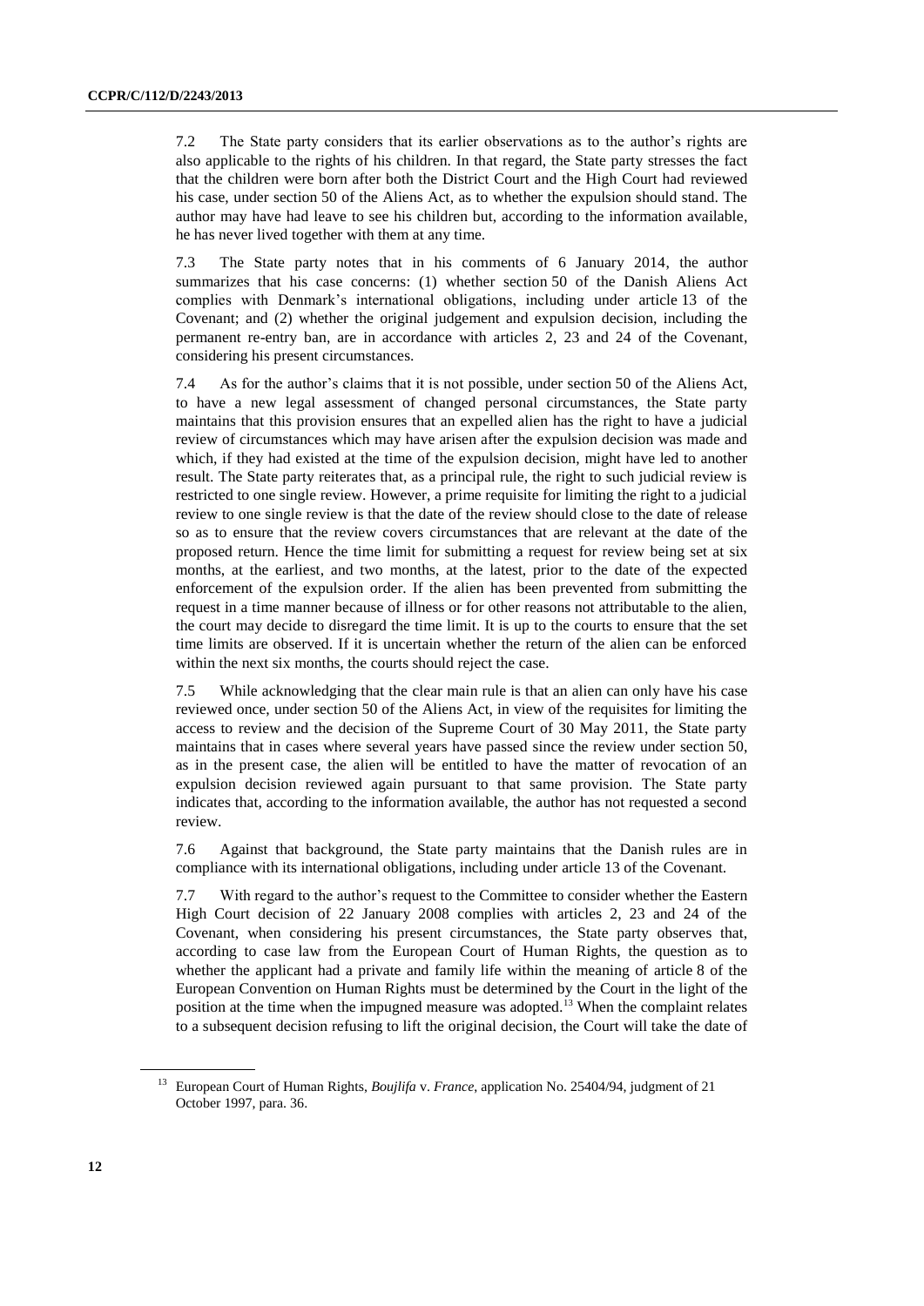7.2 The State party considers that its earlier observations as to the author's rights are also applicable to the rights of his children. In that regard, the State party stresses the fact that the children were born after both the District Court and the High Court had reviewed his case, under section 50 of the Aliens Act, as to whether the expulsion should stand. The author may have had leave to see his children but, according to the information available, he has never lived together with them at any time.

7.3 The State party notes that in his comments of 6 January 2014, the author summarizes that his case concerns: (1) whether section 50 of the Danish Aliens Act complies with Denmark's international obligations, including under article 13 of the Covenant; and (2) whether the original judgement and expulsion decision, including the permanent re-entry ban, are in accordance with articles 2, 23 and 24 of the Covenant, considering his present circumstances.

7.4 As for the author's claims that it is not possible, under section 50 of the Aliens Act, to have a new legal assessment of changed personal circumstances, the State party maintains that this provision ensures that an expelled alien has the right to have a judicial review of circumstances which may have arisen after the expulsion decision was made and which, if they had existed at the time of the expulsion decision, might have led to another result. The State party reiterates that, as a principal rule, the right to such judicial review is restricted to one single review. However, a prime requisite for limiting the right to a judicial review to one single review is that the date of the review should close to the date of release so as to ensure that the review covers circumstances that are relevant at the date of the proposed return. Hence the time limit for submitting a request for review being set at six months, at the earliest, and two months, at the latest, prior to the date of the expected enforcement of the expulsion order. If the alien has been prevented from submitting the request in a time manner because of illness or for other reasons not attributable to the alien, the court may decide to disregard the time limit. It is up to the courts to ensure that the set time limits are observed. If it is uncertain whether the return of the alien can be enforced within the next six months, the courts should reject the case.

7.5 While acknowledging that the clear main rule is that an alien can only have his case reviewed once, under section 50 of the Aliens Act, in view of the requisites for limiting the access to review and the decision of the Supreme Court of 30 May 2011, the State party maintains that in cases where several years have passed since the review under section 50, as in the present case, the alien will be entitled to have the matter of revocation of an expulsion decision reviewed again pursuant to that same provision. The State party indicates that, according to the information available, the author has not requested a second review.

7.6 Against that background, the State party maintains that the Danish rules are in compliance with its international obligations, including under article 13 of the Covenant.

7.7 With regard to the author's request to the Committee to consider whether the Eastern High Court decision of 22 January 2008 complies with articles 2, 23 and 24 of the Covenant, when considering his present circumstances, the State party observes that, according to case law from the European Court of Human Rights, the question as to whether the applicant had a private and family life within the meaning of article 8 of the European Convention on Human Rights must be determined by the Court in the light of the position at the time when the impugned measure was adopted.[13] When the complaint relates to a subsequent decision refusing to lift the original decision, the Court will take the date of

[13] European Court of Human Rights, *Boujlifa* v. *France*, application No. 25404/94, judgment of 21 October 1997, para. 36.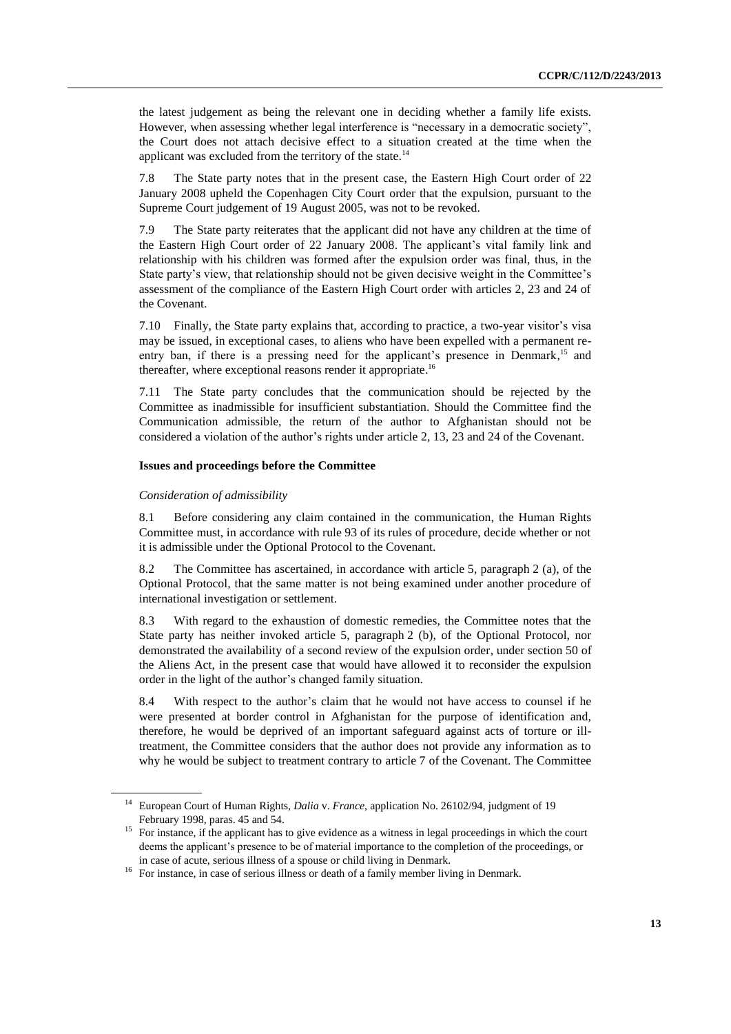the latest judgement as being the relevant one in deciding whether a family life exists. However, when assessing whether legal interference is "necessary in a democratic society", the Court does not attach decisive effect to a situation created at the time when the applicant was excluded from the territory of the state.[14]

7.8 The State party notes that in the present case, the Eastern High Court order of 22 January 2008 upheld the Copenhagen City Court order that the expulsion, pursuant to the Supreme Court judgement of 19 August 2005, was not to be revoked.

7.9 The State party reiterates that the applicant did not have any children at the time of the Eastern High Court order of 22 January 2008. The applicant's vital family link and relationship with his children was formed after the expulsion order was final, thus, in the State party's view, that relationship should not be given decisive weight in the Committee's assessment of the compliance of the Eastern High Court order with articles 2, 23 and 24 of the Covenant.

7.10 Finally, the State party explains that, according to practice, a two-year visitor's visa may be issued, in exceptional cases, to aliens who have been expelled with a permanent re-entry ban, if there is a pressing need for the applicant's presence in Denmark,[15] and thereafter, where exceptional reasons render it appropriate.[16]

7.11 The State party concludes that the communication should be rejected by the Committee as inadmissible for insufficient substantiation. Should the Committee find the Communication admissible, the return of the author to Afghanistan should not be considered a violation of the author's rights under article 2, 13, 23 and 24 of the Covenant.

### Issues and proceedings before the Committee

*Consideration of admissibility*

8.1 Before considering any claim contained in the communication, the Human Rights Committee must, in accordance with rule 93 of its rules of procedure, decide whether or not it is admissible under the Optional Protocol to the Covenant.

8.2 The Committee has ascertained, in accordance with article 5, paragraph 2 (a), of the Optional Protocol, that the same matter is not being examined under another procedure of international investigation or settlement.

8.3 With regard to the exhaustion of domestic remedies, the Committee notes that the State party has neither invoked article 5, paragraph 2 (b), of the Optional Protocol, nor demonstrated the availability of a second review of the expulsion order, under section 50 of the Aliens Act, in the present case that would have allowed it to reconsider the expulsion order in the light of the author's changed family situation.

8.4 With respect to the author's claim that he would not have access to counsel if he were presented at border control in Afghanistan for the purpose of identification and, therefore, he would be deprived of an important safeguard against acts of torture or ill-treatment, the Committee considers that the author does not provide any information as to why he would be subject to treatment contrary to article 7 of the Covenant. The Committee

---

[14] European Court of Human Rights, *Dalia* v. *France*, application No. 26102/94, judgment of 19 February 1998, paras. 45 and 54.

[15] For instance, if the applicant has to give evidence as a witness in legal proceedings in which the court deems the applicant's presence to be of material importance to the completion of the proceedings, or in case of acute, serious illness of a spouse or child living in Denmark.

[16] For instance, in case of serious illness or death of a family member living in Denmark.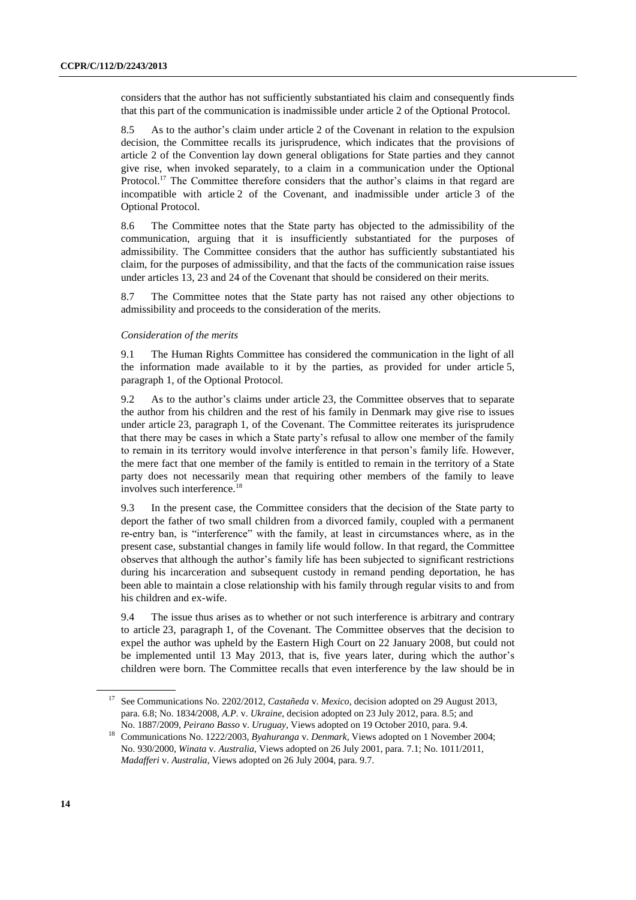considers that the author has not sufficiently substantiated his claim and consequently finds that this part of the communication is inadmissible under article 2 of the Optional Protocol.

8.5 As to the author's claim under article 2 of the Covenant in relation to the expulsion decision, the Committee recalls its jurisprudence, which indicates that the provisions of article 2 of the Convention lay down general obligations for State parties and they cannot give rise, when invoked separately, to a claim in a communication under the Optional Protocol.[17] The Committee therefore considers that the author's claims in that regard are incompatible with article 2 of the Covenant, and inadmissible under article 3 of the Optional Protocol.

8.6 The Committee notes that the State party has objected to the admissibility of the communication, arguing that it is insufficiently substantiated for the purposes of admissibility. The Committee considers that the author has sufficiently substantiated his claim, for the purposes of admissibility, and that the facts of the communication raise issues under articles 13, 23 and 24 of the Covenant that should be considered on their merits.

8.7 The Committee notes that the State party has not raised any other objections to admissibility and proceeds to the consideration of the merits.

*Consideration of the merits*

9.1 The Human Rights Committee has considered the communication in the light of all the information made available to it by the parties, as provided for under article 5, paragraph 1, of the Optional Protocol.

9.2 As to the author's claims under article 23, the Committee observes that to separate the author from his children and the rest of his family in Denmark may give rise to issues under article 23, paragraph 1, of the Covenant. The Committee reiterates its jurisprudence that there may be cases in which a State party's refusal to allow one member of the family to remain in its territory would involve interference in that person's family life. However, the mere fact that one member of the family is entitled to remain in the territory of a State party does not necessarily mean that requiring other members of the family to leave involves such interference.[18]

9.3 In the present case, the Committee considers that the decision of the State party to deport the father of two small children from a divorced family, coupled with a permanent re-entry ban, is "interference" with the family, at least in circumstances where, as in the present case, substantial changes in family life would follow. In that regard, the Committee observes that although the author's family life has been subjected to significant restrictions during his incarceration and subsequent custody in remand pending deportation, he has been able to maintain a close relationship with his family through regular visits to and from his children and ex-wife.

9.4 The issue thus arises as to whether or not such interference is arbitrary and contrary to article 23, paragraph 1, of the Covenant. The Committee observes that the decision to expel the author was upheld by the Eastern High Court on 22 January 2008, but could not be implemented until 13 May 2013, that is, five years later, during which the author's children were born. The Committee recalls that even interference by the law should be in

---

[17] See Communications No. 2202/2012, *Castañeda* v. *Mexico*, decision adopted on 29 August 2013, para. 6.8; No. 1834/2008, *A.P.* v. *Ukraine*, decision adopted on 23 July 2012, para. 8.5; and No. 1887/2009, *Peirano Basso* v. *Uruguay*, Views adopted on 19 October 2010, para. 9.4.

[18] Communications No. 1222/2003, *Byahuranga* v. *Denmark*, Views adopted on 1 November 2004; No. 930/2000, *Winata* v. *Australia*, Views adopted on 26 July 2001, para. 7.1; No. 1011/2011, *Madafferi* v. *Australia*, Views adopted on 26 July 2004, para. 9.7.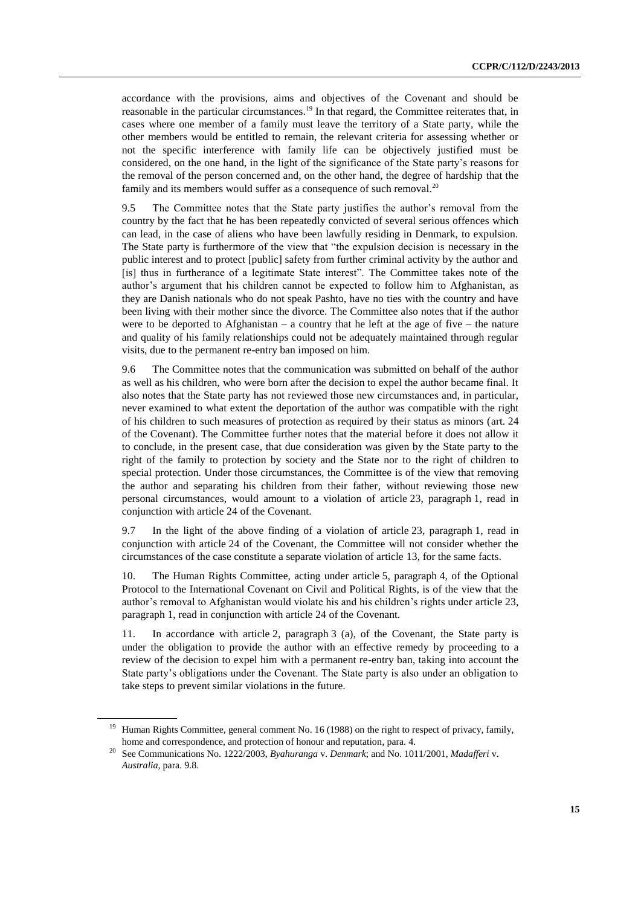accordance with the provisions, aims and objectives of the Covenant and should be reasonable in the particular circumstances.[19] In that regard, the Committee reiterates that, in cases where one member of a family must leave the territory of a State party, while the other members would be entitled to remain, the relevant criteria for assessing whether or not the specific interference with family life can be objectively justified must be considered, on the one hand, in the light of the significance of the State party's reasons for the removal of the person concerned and, on the other hand, the degree of hardship that the family and its members would suffer as a consequence of such removal.[20]

9.5 The Committee notes that the State party justifies the author's removal from the country by the fact that he has been repeatedly convicted of several serious offences which can lead, in the case of aliens who have been lawfully residing in Denmark, to expulsion. The State party is furthermore of the view that "the expulsion decision is necessary in the public interest and to protect [public] safety from further criminal activity by the author and [is] thus in furtherance of a legitimate State interest". The Committee takes note of the author's argument that his children cannot be expected to follow him to Afghanistan, as they are Danish nationals who do not speak Pashto, have no ties with the country and have been living with their mother since the divorce. The Committee also notes that if the author were to be deported to Afghanistan – a country that he left at the age of five – the nature and quality of his family relationships could not be adequately maintained through regular visits, due to the permanent re-entry ban imposed on him.

9.6 The Committee notes that the communication was submitted on behalf of the author as well as his children, who were born after the decision to expel the author became final. It also notes that the State party has not reviewed those new circumstances and, in particular, never examined to what extent the deportation of the author was compatible with the right of his children to such measures of protection as required by their status as minors (art. 24 of the Covenant). The Committee further notes that the material before it does not allow it to conclude, in the present case, that due consideration was given by the State party to the right of the family to protection by society and the State nor to the right of children to special protection. Under those circumstances, the Committee is of the view that removing the author and separating his children from their father, without reviewing those new personal circumstances, would amount to a violation of article 23, paragraph 1, read in conjunction with article 24 of the Covenant.

9.7 In the light of the above finding of a violation of article 23, paragraph 1, read in conjunction with article 24 of the Covenant, the Committee will not consider whether the circumstances of the case constitute a separate violation of article 13, for the same facts.

10. The Human Rights Committee, acting under article 5, paragraph 4, of the Optional Protocol to the International Covenant on Civil and Political Rights, is of the view that the author's removal to Afghanistan would violate his and his children's rights under article 23, paragraph 1, read in conjunction with article 24 of the Covenant.

11. In accordance with article 2, paragraph 3 (a), of the Covenant, the State party is under the obligation to provide the author with an effective remedy by proceeding to a review of the decision to expel him with a permanent re-entry ban, taking into account the State party's obligations under the Covenant. The State party is also under an obligation to take steps to prevent similar violations in the future.

---

[19] Human Rights Committee, general comment No. 16 (1988) on the right to respect of privacy, family, home and correspondence, and protection of honour and reputation, para. 4.

[20] See Communications No. 1222/2003, *Byahuranga* v. *Denmark*; and No. 1011/2001, *Madafferi* v. *Australia*, para. 9.8.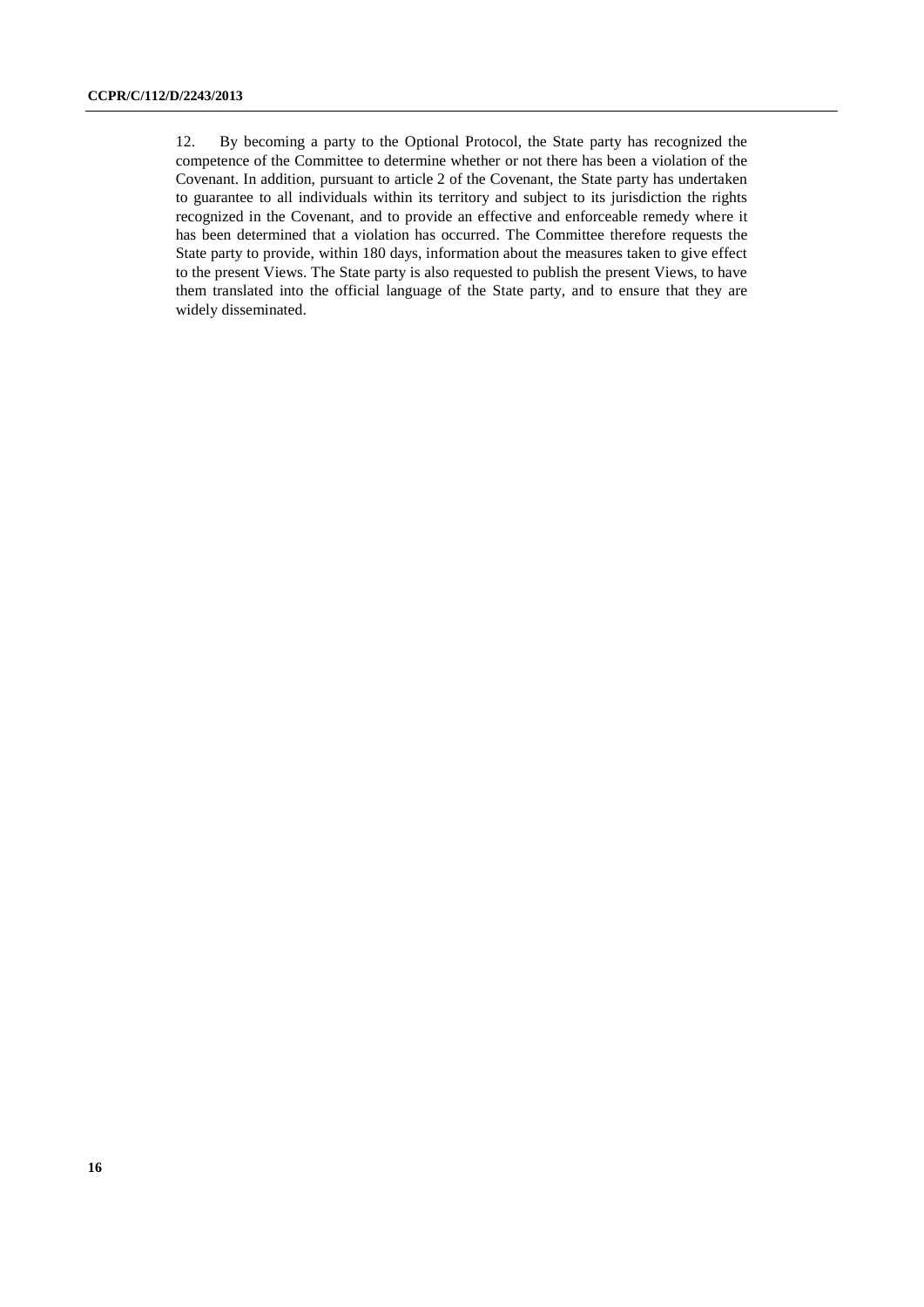12. By becoming a party to the Optional Protocol, the State party has recognized the competence of the Committee to determine whether or not there has been a violation of the Covenant. In addition, pursuant to article 2 of the Covenant, the State party has undertaken to guarantee to all individuals within its territory and subject to its jurisdiction the rights recognized in the Covenant, and to provide an effective and enforceable remedy where it has been determined that a violation has occurred. The Committee therefore requests the State party to provide, within 180 days, information about the measures taken to give effect to the present Views. The State party is also requested to publish the present Views, to have them translated into the official language of the State party, and to ensure that they are widely disseminated.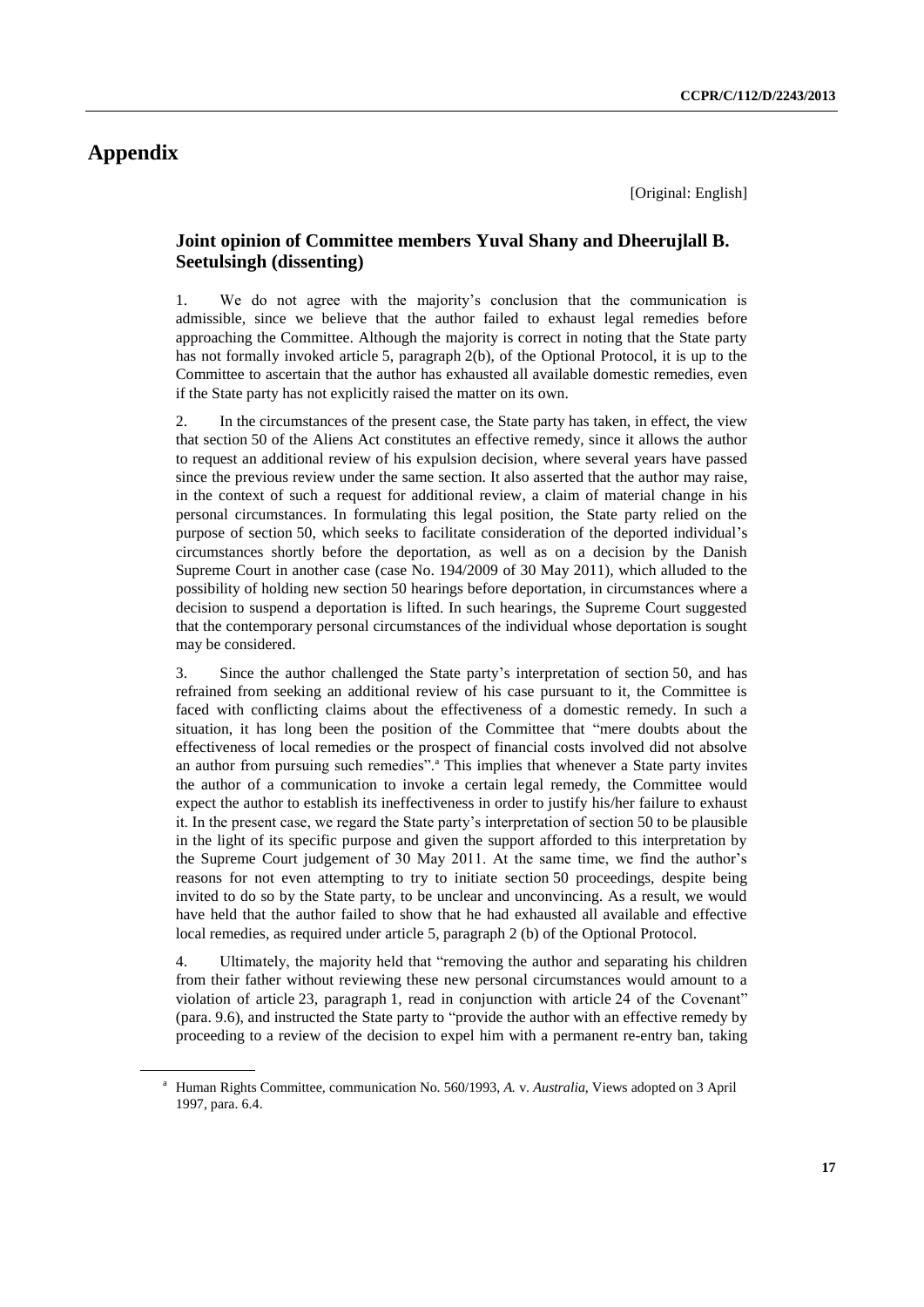# Appendix

[Original: English]

## Joint opinion of Committee members Yuval Shany and Dheerujlall B. Seetulsingh (dissenting)

1. We do not agree with the majority's conclusion that the communication is admissible, since we believe that the author failed to exhaust legal remedies before approaching the Committee. Although the majority is correct in noting that the State party has not formally invoked article 5, paragraph 2(b), of the Optional Protocol, it is up to the Committee to ascertain that the author has exhausted all available domestic remedies, even if the State party has not explicitly raised the matter on its own.

2. In the circumstances of the present case, the State party has taken, in effect, the view that section 50 of the Aliens Act constitutes an effective remedy, since it allows the author to request an additional review of his expulsion decision, where several years have passed since the previous review under the same section. It also asserted that the author may raise, in the context of such a request for additional review, a claim of material change in his personal circumstances. In formulating this legal position, the State party relied on the purpose of section 50, which seeks to facilitate consideration of the deported individual's circumstances shortly before the deportation, as well as on a decision by the Danish Supreme Court in another case (case No. 194/2009 of 30 May 2011), which alluded to the possibility of holding new section 50 hearings before deportation, in circumstances where a decision to suspend a deportation is lifted. In such hearings, the Supreme Court suggested that the contemporary personal circumstances of the individual whose deportation is sought may be considered.

3. Since the author challenged the State party's interpretation of section 50, and has refrained from seeking an additional review of his case pursuant to it, the Committee is faced with conflicting claims about the effectiveness of a domestic remedy. In such a situation, it has long been the position of the Committee that "mere doubts about the effectiveness of local remedies or the prospect of financial costs involved did not absolve an author from pursuing such remedies".[a] This implies that whenever a State party invites the author of a communication to invoke a certain legal remedy, the Committee would expect the author to establish its ineffectiveness in order to justify his/her failure to exhaust it. In the present case, we regard the State party's interpretation of section 50 to be plausible in the light of its specific purpose and given the support afforded to this interpretation by the Supreme Court judgement of 30 May 2011. At the same time, we find the author's reasons for not even attempting to try to initiate section 50 proceedings, despite being invited to do so by the State party, to be unclear and unconvincing. As a result, we would have held that the author failed to show that he had exhausted all available and effective local remedies, as required under article 5, paragraph 2 (b) of the Optional Protocol.

4. Ultimately, the majority held that "removing the author and separating his children from their father without reviewing these new personal circumstances would amount to a violation of article 23, paragraph 1, read in conjunction with article 24 of the Covenant" (para. 9.6), and instructed the State party to "provide the author with an effective remedy by proceeding to a review of the decision to expel him with a permanent re-entry ban, taking

[a] Human Rights Committee, communication No. 560/1993, *A.* v. *Australia*, Views adopted on 3 April 1997, para. 6.4.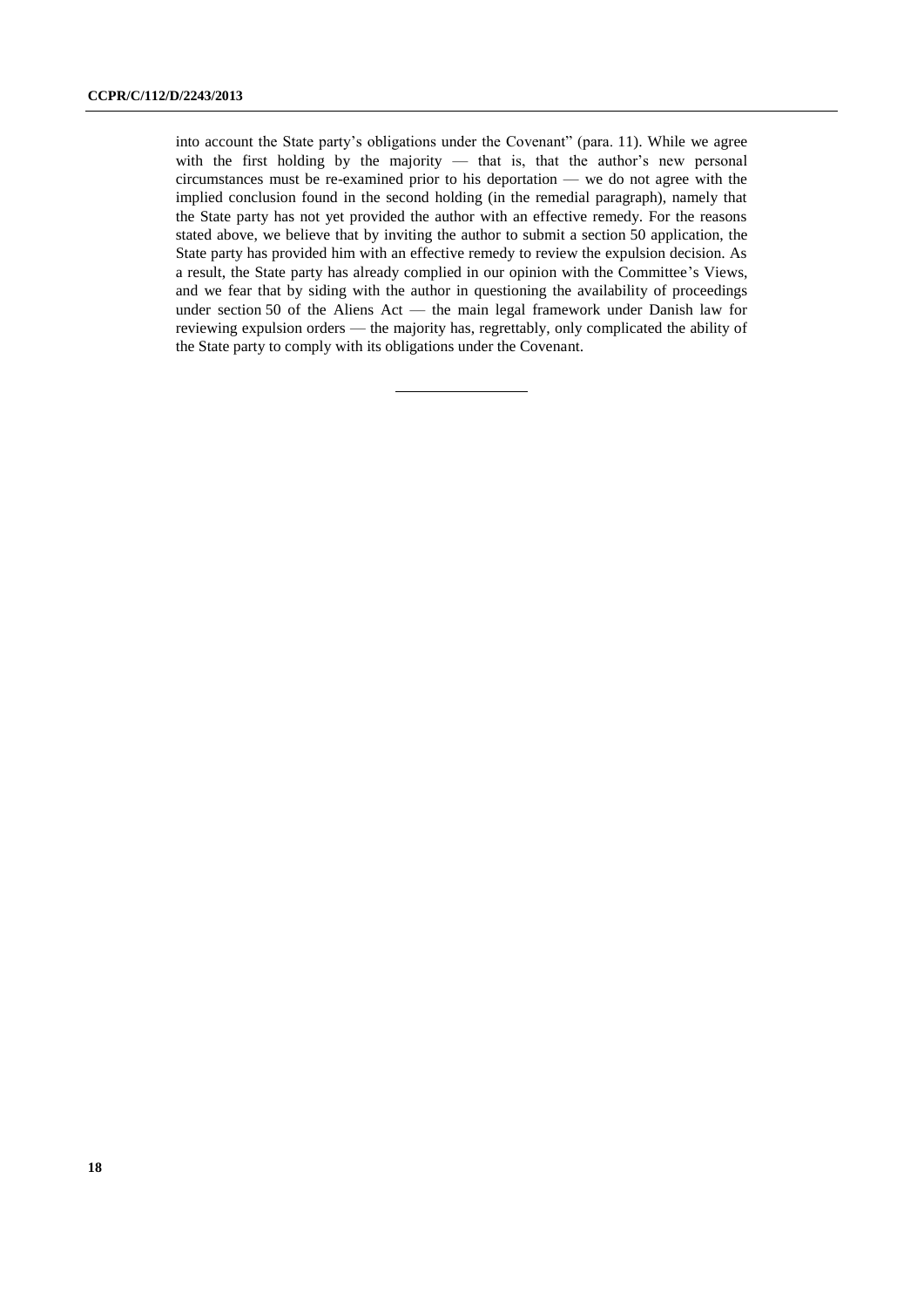into account the State party's obligations under the Covenant" (para. 11). While we agree with the first holding by the majority — that is, that the author's new personal circumstances must be re-examined prior to his deportation — we do not agree with the implied conclusion found in the second holding (in the remedial paragraph), namely that the State party has not yet provided the author with an effective remedy. For the reasons stated above, we believe that by inviting the author to submit a section 50 application, the State party has provided him with an effective remedy to review the expulsion decision. As a result, the State party has already complied in our opinion with the Committee's Views, and we fear that by siding with the author in questioning the availability of proceedings under section 50 of the Aliens Act — the main legal framework under Danish law for reviewing expulsion orders — the majority has, regrettably, only complicated the ability of the State party to comply with its obligations under the Covenant.